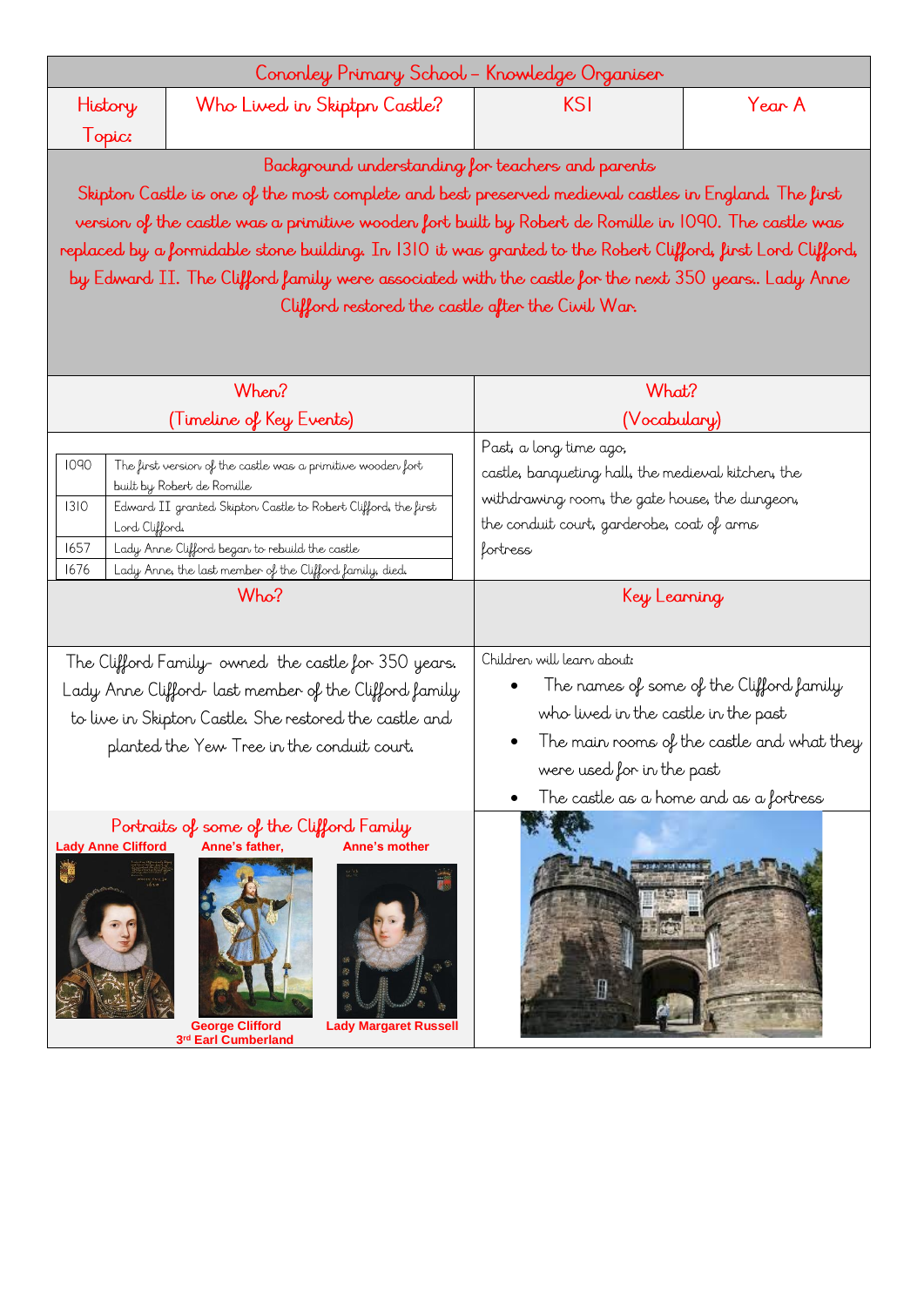# Cononley Primary School – Knowledge Organiser

| History Topic: | Who Lived in Skiptpn Castle? | KS1 | Year A |
|---|---|---|---|

## Background understanding for teachers and parents

Skipton Castle is one of the most complete and best preserved medieval castles in England. The first version of the castle was a primitive wooden fort built by Robert de Romille in 1090. The castle was replaced by a formidable stone building. In 1310 it was granted to the Robert Clifford, first Lord Clifford, by Edward II. The Clifford family were associated with the castle for the next 350 years.. Lady Anne Clifford restored the castle after the Civil War.

## When? (Timeline of Key Events)

| | |
|---|---|
| 1090 | The first version of the castle was a primitive wooden fort built by Robert de Romille |
| 1310 | Edward II granted Skipton Castle to Robert Clifford, the first Lord Clifford. |
| 1657 | Lady Anne Clifford began to rebuild the castle |
| 1676 | Lady Anne, the last member of the Clifford family, died. |

## What? (Vocabulary)

Past, a long time ago, castle, banqueting hall, the medieval kitchen, the withdrawing room, the gate house, the dungeon, the conduit court, garderobe, coat of arms fortress

## Who?

The Clifford Family- owned the castle for 350 years. Lady Anne Clifford- last member of the Clifford family to live in Skipton Castle. She restored the castle and planted the Yew Tree in the conduit court.

## Key Learning

Children will learn about:

- The names of some of the Clifford family who lived in the castle in the past
- The main rooms of the castle and what they were used for in the past
- The castle as a home and as a fortress

## Portraits of some of the Clifford Family

**Lady Anne Clifford**

**Anne's father, George Clifford 3rd Earl Cumberland**

**Anne's mother Lady Margaret Russell**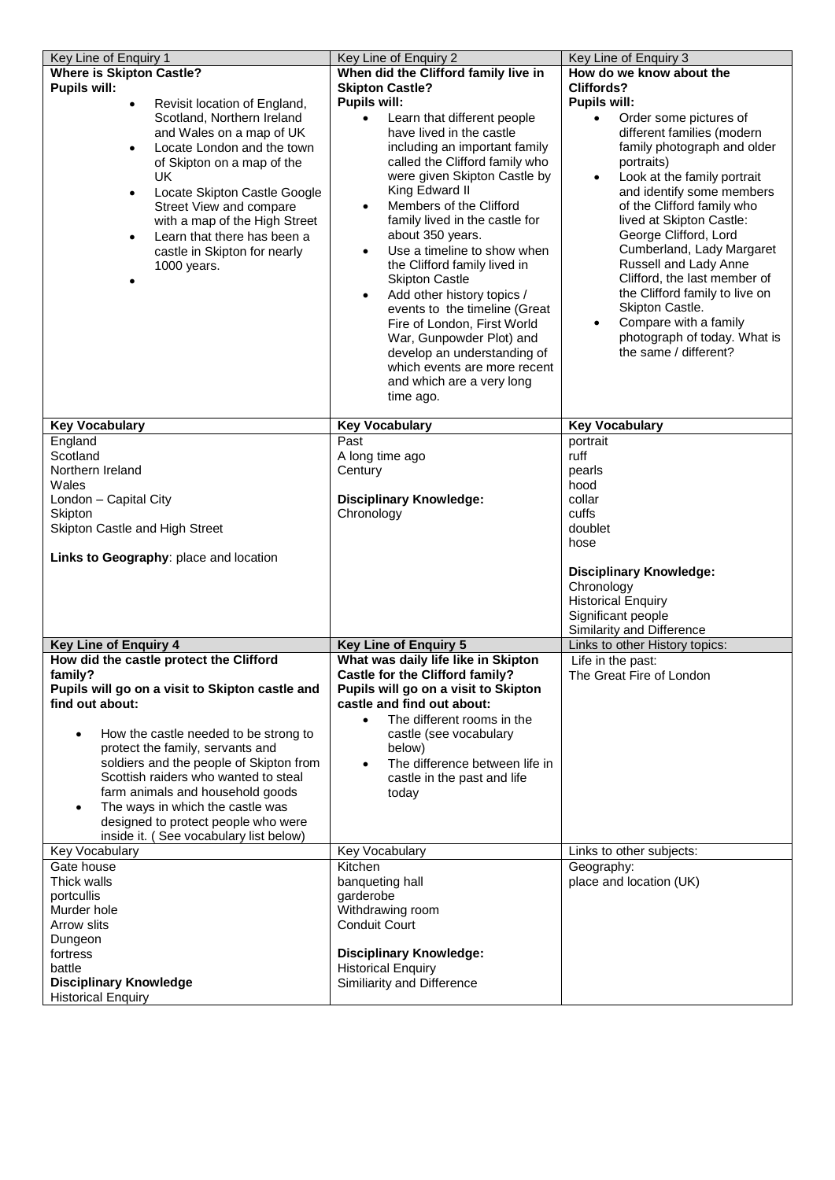| Key Line of Enquiry 1 | Key Line of Enquiry 2 | Key Line of Enquiry 3 |
|---|---|---|
| **Where is Skipton Castle?**<br>**Pupils will:**<br>• Revisit location of England, Scotland, Northern Ireland and Wales on a map of UK<br>• Locate London and the town of Skipton on a map of the UK<br>• Locate Skipton Castle Google Street View and compare with a map of the High Street<br>• Learn that there has been a castle in Skipton for nearly 1000 years.<br>• | **When did the Clifford family live in Skipton Castle?**<br>**Pupils will:**<br>• Learn that different people have lived in the castle including an important family called the Clifford family who were given Skipton Castle by King Edward II<br>• Members of the Clifford family lived in the castle for about 350 years.<br>• Use a timeline to show when the Clifford family lived in Skipton Castle<br>• Add other history topics / events to the timeline (Great Fire of London, First World War, Gunpowder Plot) and develop an understanding of which events are more recent and which are a very long time ago. | **How do we know about the Cliffords?**<br>**Pupils will:**<br>• Order some pictures of different families (modern family photograph and older portraits)<br>• Look at the family portrait and identify some members of the Clifford family who lived at Skipton Castle: George Clifford, Lord Cumberland, Lady Margaret Russell and Lady Anne Clifford, the last member of the Clifford family to live on Skipton Castle.<br>• Compare with a family photograph of today. What is the same / different? |
| **Key Vocabulary** | **Key Vocabulary** | **Key Vocabulary** |
| England<br>Scotland<br>Northern Ireland<br>Wales<br>London – Capital City<br>Skipton<br>Skipton Castle and High Street<br><br>**Links to Geography**: place and location | Past<br>A long time ago<br>Century<br><br>**Disciplinary Knowledge:**<br>Chronology | portrait<br>ruff<br>pearls<br>hood<br>collar<br>cuffs<br>doublet<br>hose<br><br>**Disciplinary Knowledge:**<br>Chronology<br>Historical Enquiry<br>Significant people<br>Similarity and Difference |
| **Key Line of Enquiry 4** | **Key Line of Enquiry 5** | Links to other History topics: |
| **How did the castle protect the Clifford family?**<br>**Pupils will go on a visit to Skipton castle and find out about:**<br>• How the castle needed to be strong to protect the family, servants and soldiers and the people of Skipton from Scottish raiders who wanted to steal farm animals and household goods<br>• The ways in which the castle was designed to protect people who were inside it. ( See vocabulary list below) | **What was daily life like in Skipton Castle for the Clifford family?**<br>**Pupils will go on a visit to Skipton castle and find out about:**<br>• The different rooms in the castle (see vocabulary below)<br>• The difference between life in castle in the past and life today | Life in the past:<br>The Great Fire of London |
| Key Vocabulary | Key Vocabulary | Links to other subjects: |
| Gate house<br>Thick walls<br>portcullis<br>Murder hole<br>Arrow slits<br>Dungeon<br>fortress<br>battle<br>**Disciplinary Knowledge**<br>Historical Enquiry | Kitchen<br>banqueting hall<br>garderobe<br>Withdrawing room<br>Conduit Court<br><br>**Disciplinary Knowledge:**<br>Historical Enquiry<br>Similiarity and Difference | Geography:<br>place and location (UK) |